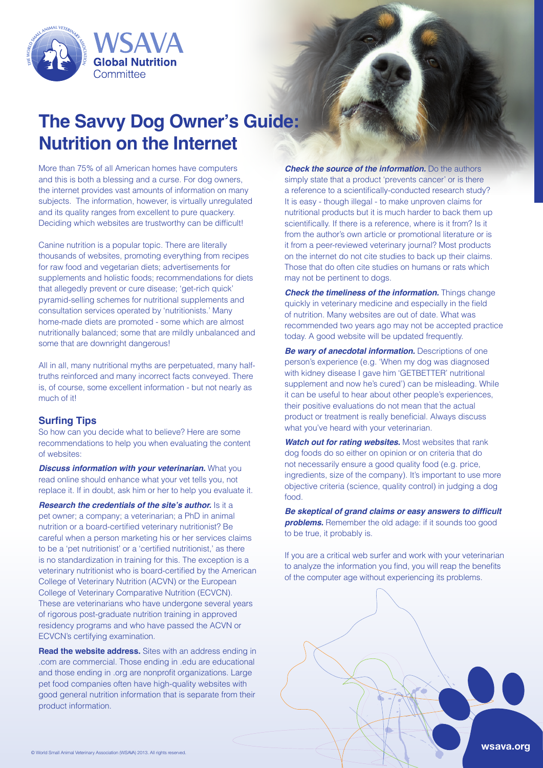WSAVA Global Nutrition Committee

# The Savvy Dog Owner's Guide: Nutrition on the Internet

More than 75% of all American homes have computers and this is both a blessing and a curse. For dog owners, the internet provides vast amounts of information on many subjects. The information, however, is virtually unregulated and its quality ranges from excellent to pure quackery. Deciding which websites are trustworthy can be difficult!

Canine nutrition is a popular topic. There are literally thousands of websites, promoting everything from recipes for raw food and vegetarian diets; advertisements for supplements and holistic foods; recommendations for diets that allegedly prevent or cure disease; 'get-rich quick' pyramid-selling schemes for nutritional supplements and consultation services operated by 'nutritionists.' Many home-made diets are promoted - some which are almost nutritionally balanced; some that are mildly unbalanced and some that are downright dangerous!

All in all, many nutritional myths are perpetuated, many half-truths reinforced and many incorrect facts conveyed. There is, of course, some excellent information - but not nearly as much of it!

## Surfing Tips

So how can you decide what to believe? Here are some recommendations to help you when evaluating the content of websites:

***Discuss information with your veterinarian.*** What you read online should enhance what your vet tells you, not replace it. If in doubt, ask him or her to help you evaluate it.

***Research the credentials of the site's author.*** Is it a pet owner; a company; a veterinarian; a PhD in animal nutrition or a board-certified veterinary nutritionist? Be careful when a person marketing his or her services claims to be a 'pet nutritionist' or a 'certified nutritionist,' as there is no standardization in training for this. The exception is a veterinary nutritionist who is board-certified by the American College of Veterinary Nutrition (ACVN) or the European College of Veterinary Comparative Nutrition (ECVCN). These are veterinarians who have undergone several years of rigorous post-graduate nutrition training in approved residency programs and who have passed the ACVN or ECVCN's certifying examination.

**Read the website address.** Sites with an address ending in .com are commercial. Those ending in .edu are educational and those ending in .org are nonprofit organizations. Large pet food companies often have high-quality websites with good general nutrition information that is separate from their product information.

***Check the source of the information.*** Do the authors simply state that a product 'prevents cancer' or is there a reference to a scientifically-conducted research study? It is easy - though illegal - to make unproven claims for nutritional products but it is much harder to back them up scientifically. If there is a reference, where is it from? Is it from the author's own article or promotional literature or is it from a peer-reviewed veterinary journal? Most products on the internet do not cite studies to back up their claims. Those that do often cite studies on humans or rats which may not be pertinent to dogs.

***Check the timeliness of the information.*** Things change quickly in veterinary medicine and especially in the field of nutrition. Many websites are out of date. What was recommended two years ago may not be accepted practice today. A good website will be updated frequently.

***Be wary of anecdotal information.*** Descriptions of one person's experience (e.g. 'When my dog was diagnosed with kidney disease I gave him 'GETBETTER' nutritional supplement and now he's cured') can be misleading. While it can be useful to hear about other people's experiences, their positive evaluations do not mean that the actual product or treatment is really beneficial. Always discuss what you've heard with your veterinarian.

***Watch out for rating websites.*** Most websites that rank dog foods do so either on opinion or on criteria that do not necessarily ensure a good quality food (e.g. price, ingredients, size of the company). It's important to use more objective criteria (science, quality control) in judging a dog food.

***Be skeptical of grand claims or easy answers to difficult problems.*** Remember the old adage: if it sounds too good to be true, it probably is.

If you are a critical web surfer and work with your veterinarian to analyze the information you find, you will reap the benefits of the computer age without experiencing its problems.

© World Small Animal Veterinary Association (WSAVA) 2013. All rights reserved.

wsava.org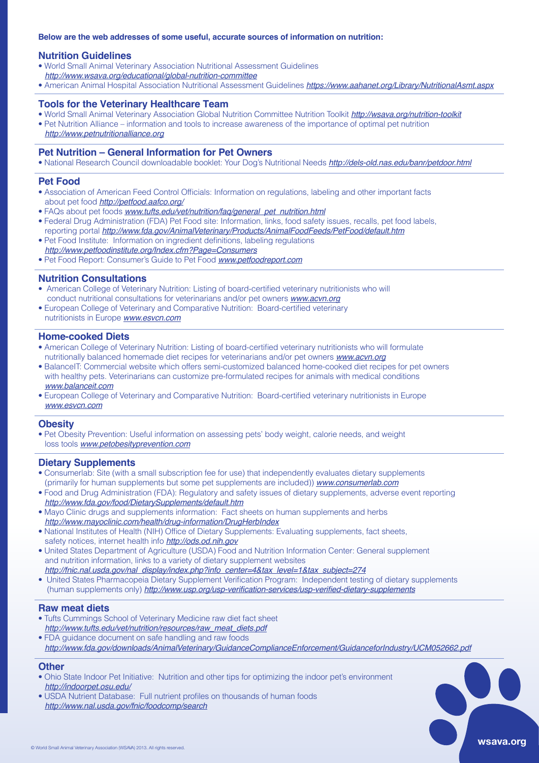**Below are the web addresses of some useful, accurate sources of information on nutrition:**

## Nutrition Guidelines

- World Small Animal Veterinary Association Nutritional Assessment Guidelines *http://www.wsava.org/educational/global-nutrition-committee*
- American Animal Hospital Association Nutritional Assessment Guidelines *https://www.aahanet.org/Library/NutritionalAsmt.aspx*

## Tools for the Veterinary Healthcare Team

- World Small Animal Veterinary Association Global Nutrition Committee Nutrition Toolkit *http://wsava.org/nutrition-toolkit*
- Pet Nutrition Alliance – information and tools to increase awareness of the importance of optimal pet nutrition *http://www.petnutritionalliance.org*

## Pet Nutrition – General Information for Pet Owners

- National Research Council downloadable booklet: Your Dog's Nutritional Needs *http://dels-old.nas.edu/banr/petdoor.html*

## Pet Food

- Association of American Feed Control Officials: Information on regulations, labeling and other important facts about pet food *http://petfood.aafco.org/*
- FAQs about pet foods *www.tufts.edu/vet/nutrition/faq/general_pet_nutrition.html*
- Federal Drug Administration (FDA) Pet Food site: Information, links, food safety issues, recalls, pet food labels, reporting portal *http://www.fda.gov/AnimalVeterinary/Products/AnimalFoodFeeds/PetFood/default.htm*
- Pet Food Institute: Information on ingredient definitions, labeling regulations *http://www.petfoodinstitute.org/Index.cfm?Page=Consumers*
- Pet Food Report: Consumer's Guide to Pet Food *www.petfoodreport.com*

## Nutrition Consultations

- American College of Veterinary Nutrition: Listing of board-certified veterinary nutritionists who will conduct nutritional consultations for veterinarians and/or pet owners *www.acvn.org*
- European College of Veterinary and Comparative Nutrition: Board-certified veterinary nutritionists in Europe *www.esvcn.com*

## Home-cooked Diets

- American College of Veterinary Nutrition: Listing of board-certified veterinary nutritionists who will formulate nutritionally balanced homemade diet recipes for veterinarians and/or pet owners *www.acvn.org*
- BalanceIT: Commercial website which offers semi-customized balanced home-cooked diet recipes for pet owners with healthy pets. Veterinarians can customize pre-formulated recipes for animals with medical conditions *www.balanceit.com*
- European College of Veterinary and Comparative Nutrition: Board-certified veterinary nutritionists in Europe *www.esvcn.com*

## Obesity

- Pet Obesity Prevention: Useful information on assessing pets' body weight, calorie needs, and weight loss tools *www.petobesityprevention.com*

## Dietary Supplements

- Consumerlab: Site (with a small subscription fee for use) that independently evaluates dietary supplements (primarily for human supplements but some pet supplements are included)) *www.consumerlab.com*
- Food and Drug Administration (FDA): Regulatory and safety issues of dietary supplements, adverse event reporting *http://www.fda.gov/food/DietarySupplements/default.htm*
- Mayo Clinic drugs and supplements information: Fact sheets on human supplements and herbs *http://www.mayoclinic.com/health/drug-information/DrugHerbIndex*
- National Institutes of Health (NIH) Office of Dietary Supplements: Evaluating supplements, fact sheets, safety notices, internet health info *http://ods.od.nih.gov*
- United States Department of Agriculture (USDA) Food and Nutrition Information Center: General supplement and nutrition information, links to a variety of dietary supplement websites *http://fnic.nal.usda.gov/nal_display/index.php?info_center=4&tax_level=1&tax_subject=274*
- United States Pharmacopeia Dietary Supplement Verification Program: Independent testing of dietary supplements (human supplements only) *http://www.usp.org/usp-verification-services/usp-verified-dietary-supplements*

## Raw meat diets

- Tufts Cummings School of Veterinary Medicine raw diet fact sheet *http://www.tufts.edu/vet/nutrition/resources/raw_meat_diets.pdf*
- FDA guidance document on safe handling and raw foods *http://www.fda.gov/downloads/AnimalVeterinary/GuidanceComplianceEnforcement/GuidanceforIndustry/UCM052662.pdf*

## Other

- Ohio State Indoor Pet Initiative: Nutrition and other tips for optimizing the indoor pet's environment *http://indoorpet.osu.edu/*
- USDA Nutrient Database: Full nutrient profiles on thousands of human foods *http://www.nal.usda.gov/fnic/foodcomp/search*

© World Small Animal Veterinary Association (WSAVA) 2013. All rights reserved.

wsava.org